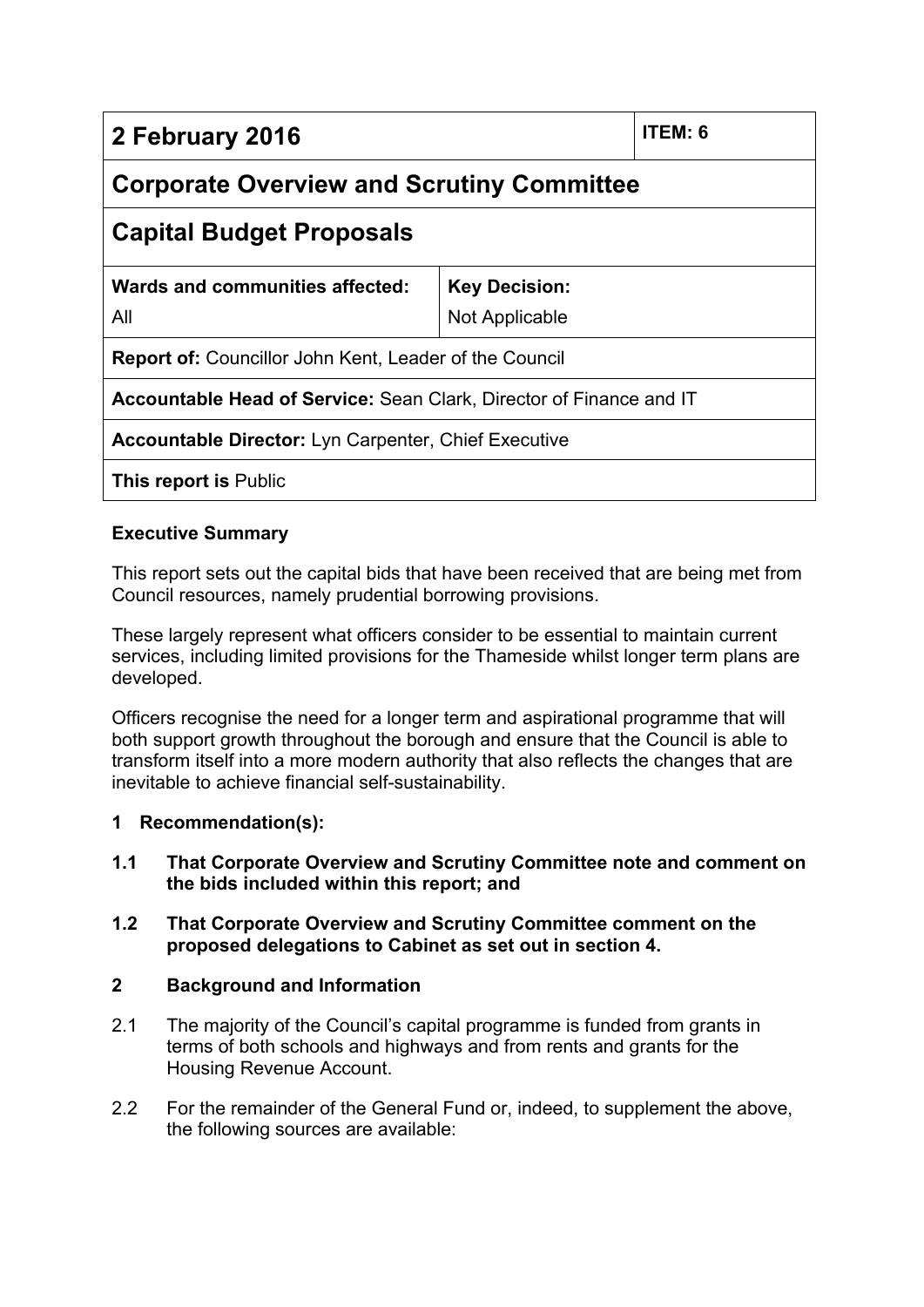| 2 February 2016 | | ITEM: 6 |
|---|---|---|
| **Corporate Overview and Scrutiny Committee** | | |
| **Capital Budget Proposals** | | |
| **Wards and communities affected:**<br>All | **Key Decision:**<br>Not Applicable | |
| **Report of:** Councillor John Kent, Leader of the Council | | |
| **Accountable Head of Service:** Sean Clark, Director of Finance and IT | | |
| **Accountable Director:** Lyn Carpenter, Chief Executive | | |
| **This report is** Public | | |

**Executive Summary**

This report sets out the capital bids that have been received that are being met from Council resources, namely prudential borrowing provisions.

These largely represent what officers consider to be essential to maintain current services, including limited provisions for the Thameside whilst longer term plans are developed.

Officers recognise the need for a longer term and aspirational programme that will both support growth throughout the borough and ensure that the Council is able to transform itself into a more modern authority that also reflects the changes that are inevitable to achieve financial self-sustainability.

## 1 Recommendation(s):

**1.1 That Corporate Overview and Scrutiny Committee note and comment on the bids included within this report; and**

**1.2 That Corporate Overview and Scrutiny Committee comment on the proposed delegations to Cabinet as set out in section 4.**

## 2 Background and Information

2.1 The majority of the Council's capital programme is funded from grants in terms of both schools and highways and from rents and grants for the Housing Revenue Account.

2.2 For the remainder of the General Fund or, indeed, to supplement the above, the following sources are available: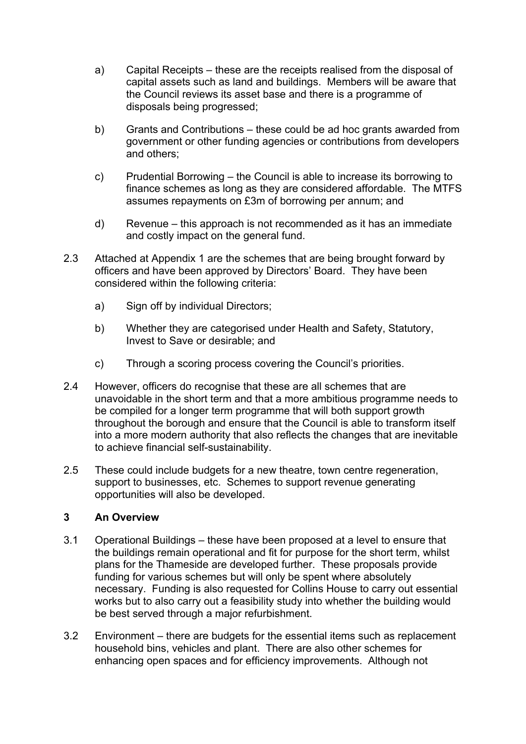a) Capital Receipts – these are the receipts realised from the disposal of capital assets such as land and buildings. Members will be aware that the Council reviews its asset base and there is a programme of disposals being progressed;

b) Grants and Contributions – these could be ad hoc grants awarded from government or other funding agencies or contributions from developers and others;

c) Prudential Borrowing – the Council is able to increase its borrowing to finance schemes as long as they are considered affordable. The MTFS assumes repayments on £3m of borrowing per annum; and

d) Revenue – this approach is not recommended as it has an immediate and costly impact on the general fund.

2.3 Attached at Appendix 1 are the schemes that are being brought forward by officers and have been approved by Directors' Board. They have been considered within the following criteria:

a) Sign off by individual Directors;

b) Whether they are categorised under Health and Safety, Statutory, Invest to Save or desirable; and

c) Through a scoring process covering the Council's priorities.

2.4 However, officers do recognise that these are all schemes that are unavoidable in the short term and that a more ambitious programme needs to be compiled for a longer term programme that will both support growth throughout the borough and ensure that the Council is able to transform itself into a more modern authority that also reflects the changes that are inevitable to achieve financial self-sustainability.

2.5 These could include budgets for a new theatre, town centre regeneration, support to businesses, etc. Schemes to support revenue generating opportunities will also be developed.

## 3 An Overview

3.1 Operational Buildings – these have been proposed at a level to ensure that the buildings remain operational and fit for purpose for the short term, whilst plans for the Thameside are developed further. These proposals provide funding for various schemes but will only be spent where absolutely necessary. Funding is also requested for Collins House to carry out essential works but to also carry out a feasibility study into whether the building would be best served through a major refurbishment.

3.2 Environment – there are budgets for the essential items such as replacement household bins, vehicles and plant. There are also other schemes for enhancing open spaces and for efficiency improvements. Although not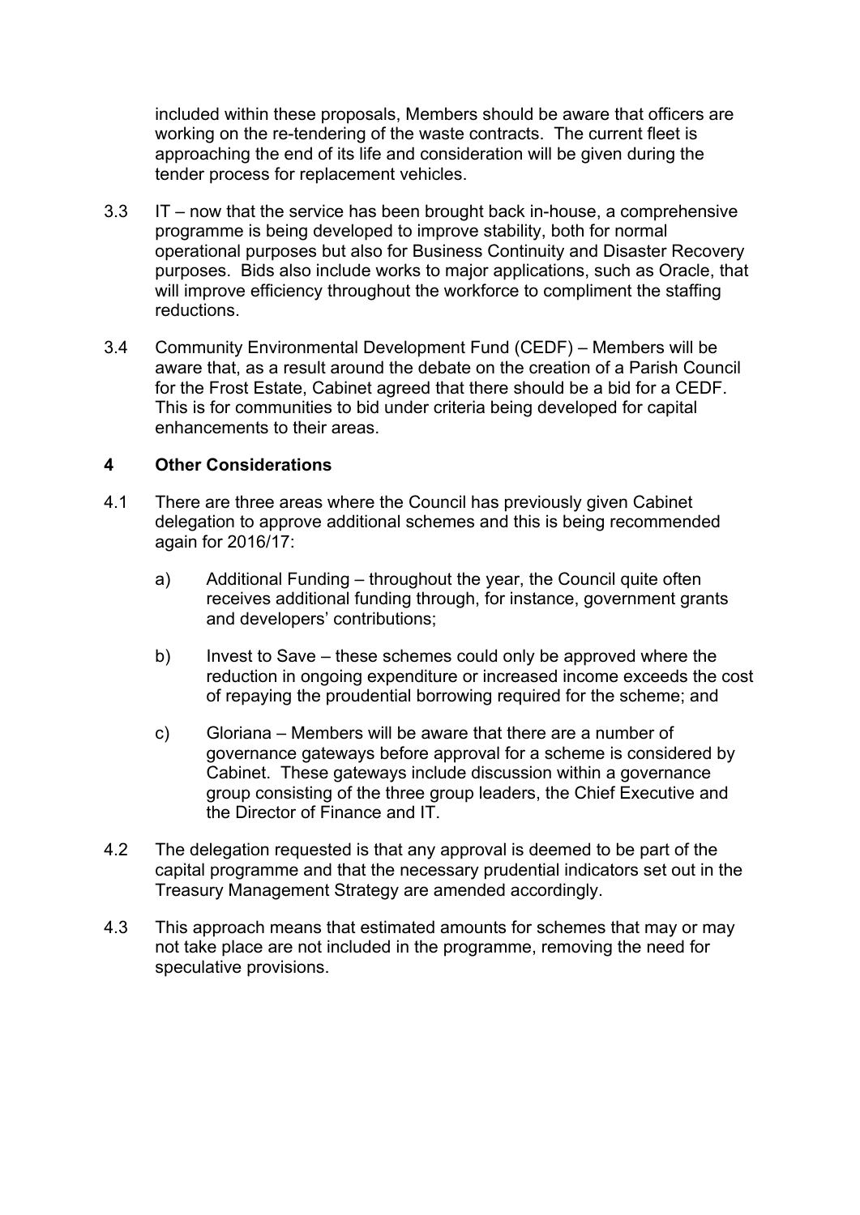included within these proposals, Members should be aware that officers are working on the re-tendering of the waste contracts. The current fleet is approaching the end of its life and consideration will be given during the tender process for replacement vehicles.

3.3 IT – now that the service has been brought back in-house, a comprehensive programme is being developed to improve stability, both for normal operational purposes but also for Business Continuity and Disaster Recovery purposes. Bids also include works to major applications, such as Oracle, that will improve efficiency throughout the workforce to compliment the staffing reductions.

3.4 Community Environmental Development Fund (CEDF) – Members will be aware that, as a result around the debate on the creation of a Parish Council for the Frost Estate, Cabinet agreed that there should be a bid for a CEDF. This is for communities to bid under criteria being developed for capital enhancements to their areas.

## 4 Other Considerations

4.1 There are three areas where the Council has previously given Cabinet delegation to approve additional schemes and this is being recommended again for 2016/17:

a) Additional Funding – throughout the year, the Council quite often receives additional funding through, for instance, government grants and developers' contributions;

b) Invest to Save – these schemes could only be approved where the reduction in ongoing expenditure or increased income exceeds the cost of repaying the proudential borrowing required for the scheme; and

c) Gloriana – Members will be aware that there are a number of governance gateways before approval for a scheme is considered by Cabinet. These gateways include discussion within a governance group consisting of the three group leaders, the Chief Executive and the Director of Finance and IT.

4.2 The delegation requested is that any approval is deemed to be part of the capital programme and that the necessary prudential indicators set out in the Treasury Management Strategy are amended accordingly.

4.3 This approach means that estimated amounts for schemes that may or may not take place are not included in the programme, removing the need for speculative provisions.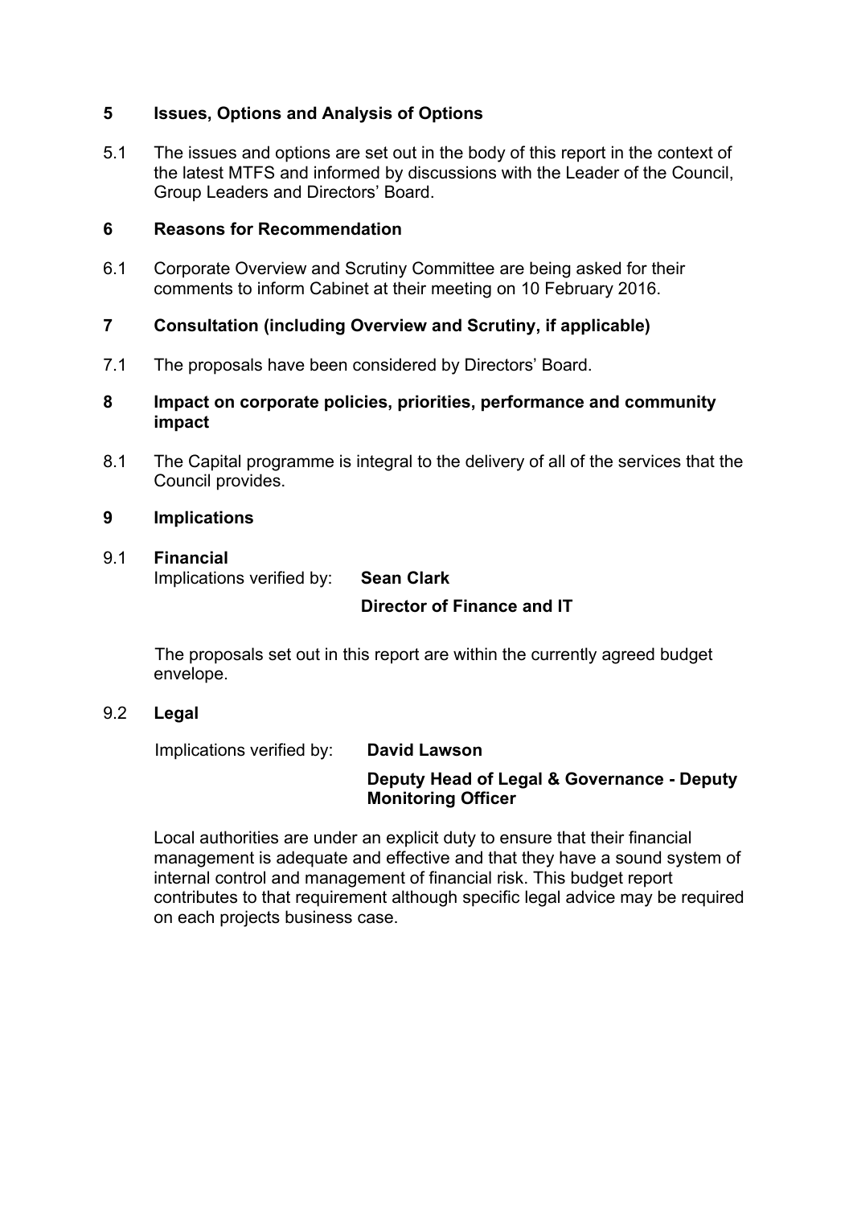## 5 Issues, Options and Analysis of Options

5.1 The issues and options are set out in the body of this report in the context of the latest MTFS and informed by discussions with the Leader of the Council, Group Leaders and Directors' Board.

## 6 Reasons for Recommendation

6.1 Corporate Overview and Scrutiny Committee are being asked for their comments to inform Cabinet at their meeting on 10 February 2016.

## 7 Consultation (including Overview and Scrutiny, if applicable)

7.1 The proposals have been considered by Directors' Board.

## 8 Impact on corporate policies, priorities, performance and community impact

8.1 The Capital programme is integral to the delivery of all of the services that the Council provides.

## 9 Implications

### 9.1 Financial

Implications verified by: **Sean Clark**

**Director of Finance and IT**

The proposals set out in this report are within the currently agreed budget envelope.

### 9.2 Legal

Implications verified by: **David Lawson**

**Deputy Head of Legal & Governance - Deputy Monitoring Officer**

Local authorities are under an explicit duty to ensure that their financial management is adequate and effective and that they have a sound system of internal control and management of financial risk. This budget report contributes to that requirement although specific legal advice may be required on each projects business case.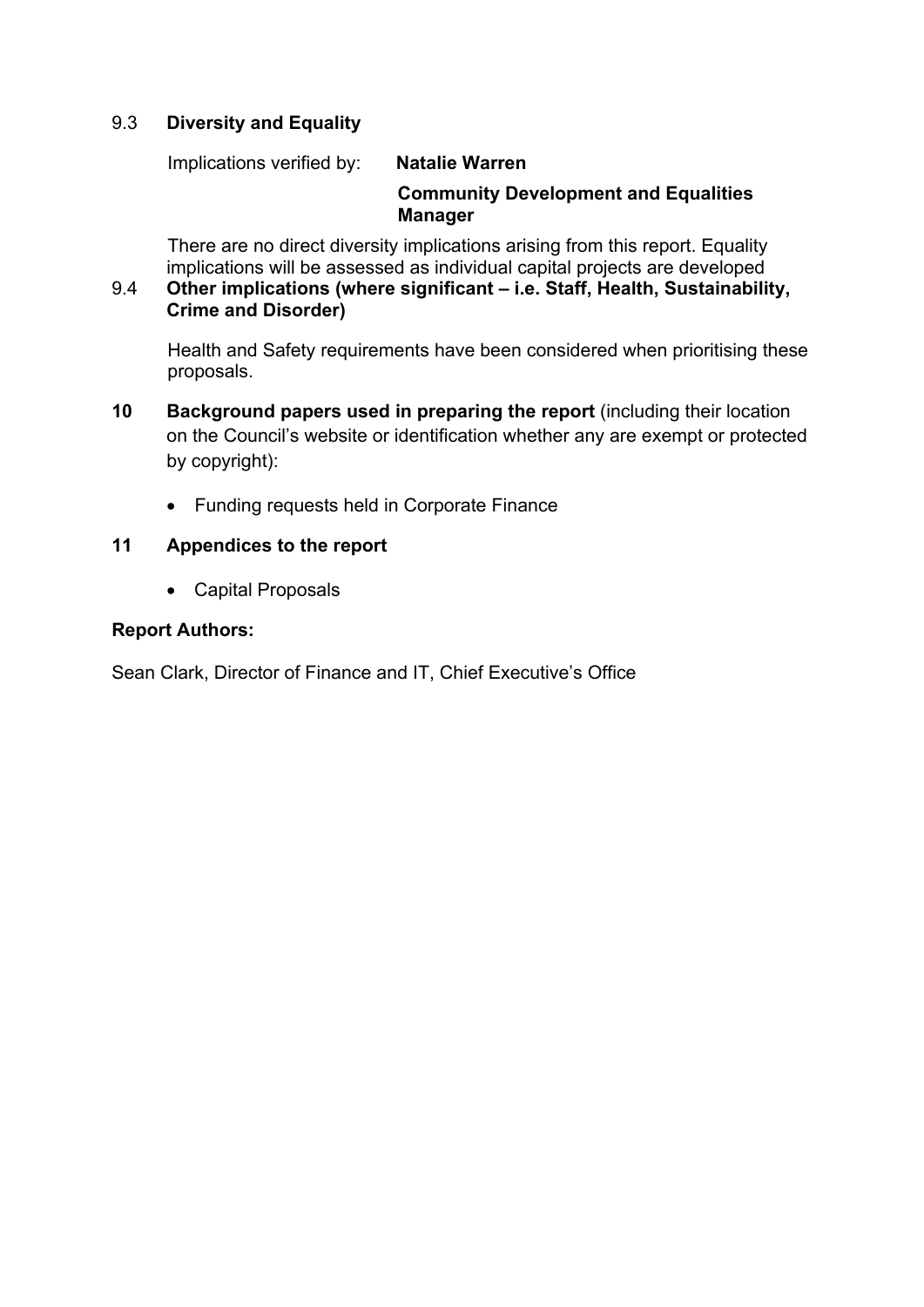### 9.3 Diversity and Equality

Implications verified by: **Natalie Warren**

**Community Development and Equalities Manager**

There are no direct diversity implications arising from this report. Equality implications will be assessed as individual capital projects are developed

### 9.4 Other implications (where significant – i.e. Staff, Health, Sustainability, Crime and Disorder)

Health and Safety requirements have been considered when prioritising these proposals.

## 10 Background papers used in preparing the report (including their location on the Council's website or identification whether any are exempt or protected by copyright):

- Funding requests held in Corporate Finance

## 11 Appendices to the report

- Capital Proposals

**Report Authors:**

Sean Clark, Director of Finance and IT, Chief Executive's Office